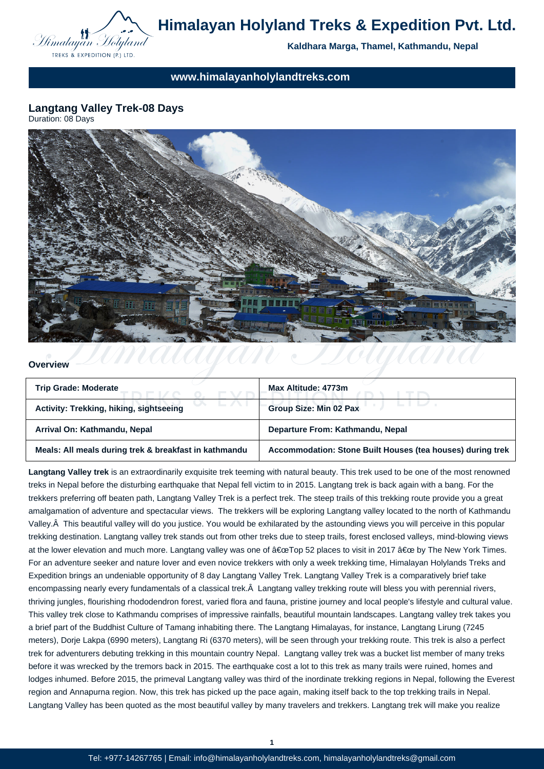# Himalayan Holyland Treks & Expedition Pvt. Ltd.

**Kaldhara Marga, Thamel, Kathmandu, Nepal**

**www.himalayanholylandtreks.com**

## Langtang Valley Trek-08 Days

Duration: 08 Days

### Overview

| Trip Grade: Moderate | Max Altitude: 4773m |
|---|---|
| Activity: Trekking, hiking, sightseeing | Group Size: Min 02 Pax |
| Arrival On: Kathmandu, Nepal | Departure From: Kathmandu, Nepal |
| Meals: All meals during trek & breakfast in kathmandu | Accommodation: Stone Built Houses (tea houses) during trek |

**Langtang Valley trek** is an extraordinarily exquisite trek teeming with natural beauty. This trek used to be one of the most renowned treks in Nepal before the disturbing earthquake that Nepal fell victim to in 2015. Langtang trek is back again with a bang. For the trekkers preferring off beaten path, Langtang Valley Trek is a perfect trek. The steep trails of this trekking route provide you a great amalgamation of adventure and spectacular views. The trekkers will be exploring Langtang valley located to the north of Kathmandu Valley.Â  This beautiful valley will do you justice. You would be exhilarated by the astounding views you will perceive in this popular trekking destination. Langtang valley trek stands out from other treks due to steep trails, forest enclosed valleys, mind-blowing views at the lower elevation and much more. Langtang valley was one of â€œTop 52 places to visit in 2017 â€œ by The New York Times. For an adventure seeker and nature lover and even novice trekkers with only a week trekking time, Himalayan Holylands Treks and Expedition brings an undeniable opportunity of 8 day Langtang Valley Trek. Langtang Valley Trek is a comparatively brief take encompassing nearly every fundamentals of a classical trek.Â  Langtang valley trekking route will bless you with perennial rivers, thriving jungles, flourishing rhododendron forest, varied flora and fauna, pristine journey and local people's lifestyle and cultural value. This valley trek close to Kathmandu comprises of impressive rainfalls, beautiful mountain landscapes. Langtang valley trek takes you a brief part of the Buddhist Culture of Tamang inhabiting there. The Langtang Himalayas, for instance, Langtang Lirung (7245 meters), Dorje Lakpa (6990 meters), Langtang Ri (6370 meters), will be seen through your trekking route. This trek is also a perfect trek for adventurers debuting trekking in this mountain country Nepal. Langtang valley trek was a bucket list member of many treks before it was wrecked by the tremors back in 2015. The earthquake cost a lot to this trek as many trails were ruined, homes and lodges inhumed. Before 2015, the primeval Langtang valley was third of the inordinate trekking regions in Nepal, following the Everest region and Annapurna region. Now, this trek has picked up the pace again, making itself back to the top trekking trails in Nepal. Langtang Valley has been quoted as the most beautiful valley by many travelers and trekkers. Langtang trek will make you realize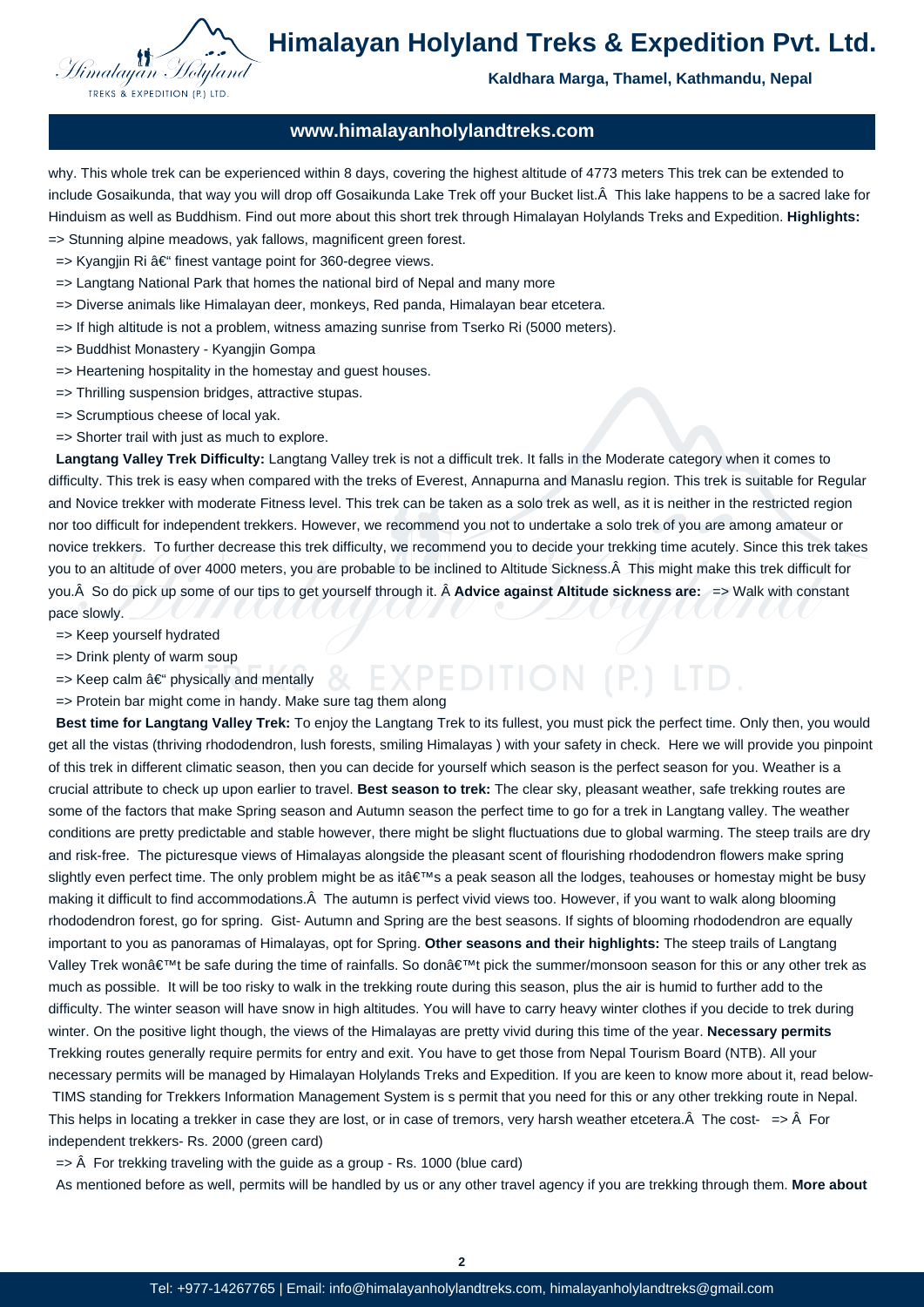why. This whole trek can be experienced within 8 days, covering the highest altitude of 4773 meters This trek can be extended to include Gosaikunda, that way you will drop off Gosaikunda Lake Trek off your Bucket list.Â  This lake happens to be a sacred lake for Hinduism as well as Buddhism. Find out more about this short trek through Himalayan Holylands Treks and Expedition. **Highlights:**

=> Stunning alpine meadows, yak fallows, magnificent green forest.

=> Kyangjin Ri â€“ finest vantage point for 360-degree views.

=> Langtang National Park that homes the national bird of Nepal and many more

=> Diverse animals like Himalayan deer, monkeys, Red panda, Himalayan bear etcetera.

=> If high altitude is not a problem, witness amazing sunrise from Tserko Ri (5000 meters).

=> Buddhist Monastery - Kyangjin Gompa

=> Heartening hospitality in the homestay and guest houses.

=> Thrilling suspension bridges, attractive stupas.

=> Scrumptious cheese of local yak.

=> Shorter trail with just as much to explore.

**Langtang Valley Trek Difficulty:** Langtang Valley trek is not a difficult trek. It falls in the Moderate category when it comes to difficulty. This trek is easy when compared with the treks of Everest, Annapurna and Manaslu region. This trek is suitable for Regular and Novice trekker with moderate Fitness level. This trek can be taken as a solo trek as well, as it is neither in the restricted region nor too difficult for independent trekkers. However, we recommend you not to undertake a solo trek of you are among amateur or novice trekkers. To further decrease this trek difficulty, we recommend you to decide your trekking time acutely. Since this trek takes you to an altitude of over 4000 meters, you are probable to be inclined to Altitude Sickness.Â  This might make this trek difficult for you.Â  So do pick up some of our tips to get yourself through it. Â **Advice against Altitude sickness are:** => Walk with constant pace slowly.

=> Keep yourself hydrated

=> Drink plenty of warm soup

=> Keep calm â€“ physically and mentally

=> Protein bar might come in handy. Make sure tag them along

**Best time for Langtang Valley Trek:** To enjoy the Langtang Trek to its fullest, you must pick the perfect time. Only then, you would get all the vistas (thriving rhododendron, lush forests, smiling Himalayas ) with your safety in check. Here we will provide you pinpoint of this trek in different climatic season, then you can decide for yourself which season is the perfect season for you. Weather is a crucial attribute to check up upon earlier to travel. **Best season to trek:** The clear sky, pleasant weather, safe trekking routes are some of the factors that make Spring season and Autumn season the perfect time to go for a trek in Langtang valley. The weather conditions are pretty predictable and stable however, there might be slight fluctuations due to global warming. The steep trails are dry and risk-free. The picturesque views of Himalayas alongside the pleasant scent of flourishing rhododendron flowers make spring slightly even perfect time. The only problem might be as itâ€™s a peak season all the lodges, teahouses or homestay might be busy making it difficult to find accommodations.Â  The autumn is perfect vivid views too. However, if you want to walk along blooming rhododendron forest, go for spring. Gist- Autumn and Spring are the best seasons. If sights of blooming rhododendron are equally important to you as panoramas of Himalayas, opt for Spring. **Other seasons and their highlights:** The steep trails of Langtang Valley Trek wonâ€™t be safe during the time of rainfalls. So donâ€™t pick the summer/monsoon season for this or any other trek as much as possible. It will be too risky to walk in the trekking route during this season, plus the air is humid to further add to the difficulty. The winter season will have snow in high altitudes. You will have to carry heavy winter clothes if you decide to trek during winter. On the positive light though, the views of the Himalayas are pretty vivid during this time of the year. **Necessary permits** Trekking routes generally require permits for entry and exit. You have to get those from Nepal Tourism Board (NTB). All your necessary permits will be managed by Himalayan Holylands Treks and Expedition. If you are keen to know more about it, read below- TIMS standing for Trekkers Information Management System is s permit that you need for this or any other trekking route in Nepal. This helps in locating a trekker in case they are lost, or in case of tremors, very harsh weather etcetera.Â  The cost- => Â  For independent trekkers- Rs. 2000 (green card)

=> Â  For trekking traveling with the guide as a group - Rs. 1000 (blue card)

As mentioned before as well, permits will be handled by us or any other travel agency if you are trekking through them. **More about**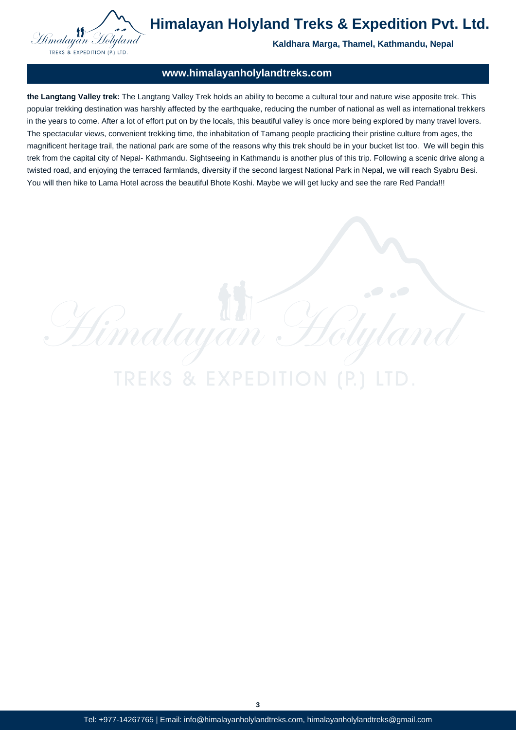**the Langtang Valley trek:** The Langtang Valley Trek holds an ability to become a cultural tour and nature wise apposite trek. This popular trekking destination was harshly affected by the earthquake, reducing the number of national as well as international trekkers in the years to come. After a lot of effort put on by the locals, this beautiful valley is once more being explored by many travel lovers. The spectacular views, convenient trekking time, the inhabitation of Tamang people practicing their pristine culture from ages, the magnificent heritage trail, the national park are some of the reasons why this trek should be in your bucket list too. We will begin this trek from the capital city of Nepal- Kathmandu. Sightseeing in Kathmandu is another plus of this trip. Following a scenic drive along a twisted road, and enjoying the terraced farmlands, diversity if the second largest National Park in Nepal, we will reach Syabru Besi. You will then hike to Lama Hotel across the beautiful Bhote Koshi. Maybe we will get lucky and see the rare Red Panda!!!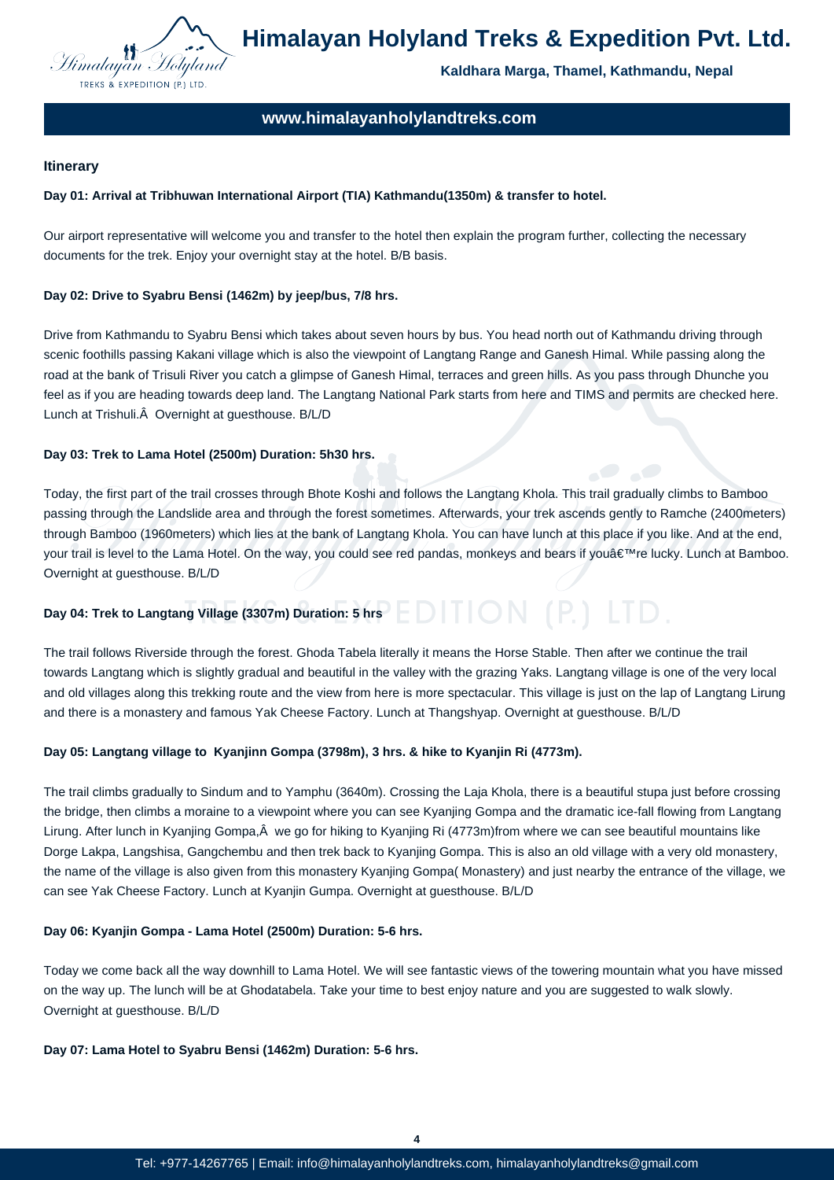### Itinerary

**Day 01: Arrival at Tribhuwan International Airport (TIA) Kathmandu(1350m) & transfer to hotel.**

Our airport representative will welcome you and transfer to the hotel then explain the program further, collecting the necessary documents for the trek. Enjoy your overnight stay at the hotel. B/B basis.

**Day 02: Drive to Syabru Bensi (1462m) by jeep/bus, 7/8 hrs.**

Drive from Kathmandu to Syabru Bensi which takes about seven hours by bus. You head north out of Kathmandu driving through scenic foothills passing Kakani village which is also the viewpoint of Langtang Range and Ganesh Himal. While passing along the road at the bank of Trisuli River you catch a glimpse of Ganesh Himal, terraces and green hills. As you pass through Dhunche you feel as if you are heading towards deep land. The Langtang National Park starts from here and TIMS and permits are checked here. Lunch at Trishuli.Â  Overnight at guesthouse. B/L/D

**Day 03: Trek to Lama Hotel (2500m) Duration: 5h30 hrs.**

Today, the first part of the trail crosses through Bhote Koshi and follows the Langtang Khola. This trail gradually climbs to Bamboo passing through the Landslide area and through the forest sometimes. Afterwards, your trek ascends gently to Ramche (2400meters) through Bamboo (1960meters) which lies at the bank of Langtang Khola. You can have lunch at this place if you like. And at the end, your trail is level to the Lama Hotel. On the way, you could see red pandas, monkeys and bears if youâ€™re lucky. Lunch at Bamboo. Overnight at guesthouse. B/L/D

**Day 04: Trek to Langtang Village (3307m) Duration: 5 hrs**

The trail follows Riverside through the forest. Ghoda Tabela literally it means the Horse Stable. Then after we continue the trail towards Langtang which is slightly gradual and beautiful in the valley with the grazing Yaks. Langtang village is one of the very local and old villages along this trekking route and the view from here is more spectacular. This village is just on the lap of Langtang Lirung and there is a monastery and famous Yak Cheese Factory. Lunch at Thangshyap. Overnight at guesthouse. B/L/D

**Day 05: Langtang village to Kyanjinn Gompa (3798m), 3 hrs. & hike to Kyanjin Ri (4773m).**

The trail climbs gradually to Sindum and to Yamphu (3640m). Crossing the Laja Khola, there is a beautiful stupa just before crossing the bridge, then climbs a moraine to a viewpoint where you can see Kyanjing Gompa and the dramatic ice-fall flowing from Langtang Lirung. After lunch in Kyanjing Gompa,Â  we go for hiking to Kyanjing Ri (4773m)from where we can see beautiful mountains like Dorge Lakpa, Langshisa, Gangchembu and then trek back to Kyanjing Gompa. This is also an old village with a very old monastery, the name of the village is also given from this monastery Kyanjing Gompa( Monastery) and just nearby the entrance of the village, we can see Yak Cheese Factory. Lunch at Kyanjin Gumpa. Overnight at guesthouse. B/L/D

**Day 06: Kyanjin Gompa - Lama Hotel (2500m) Duration: 5-6 hrs.**

Today we come back all the way downhill to Lama Hotel. We will see fantastic views of the towering mountain what you have missed on the way up. The lunch will be at Ghodatabela. Take your time to best enjoy nature and you are suggested to walk slowly. Overnight at guesthouse. B/L/D

**Day 07: Lama Hotel to Syabru Bensi (1462m) Duration: 5-6 hrs.**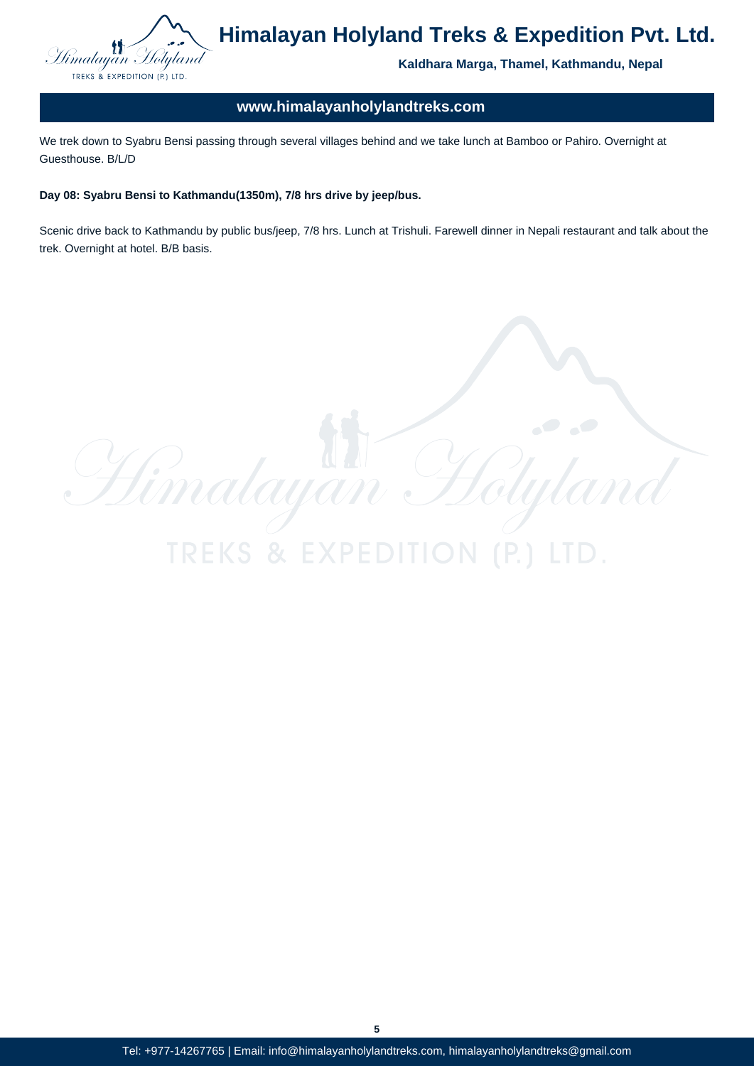We trek down to Syabru Bensi passing through several villages behind and we take lunch at Bamboo or Pahiro. Overnight at Guesthouse. B/L/D

**Day 08: Syabru Bensi to Kathmandu(1350m), 7/8 hrs drive by jeep/bus.**

Scenic drive back to Kathmandu by public bus/jeep, 7/8 hrs. Lunch at Trishuli. Farewell dinner in Nepali restaurant and talk about the trek. Overnight at hotel. B/B basis.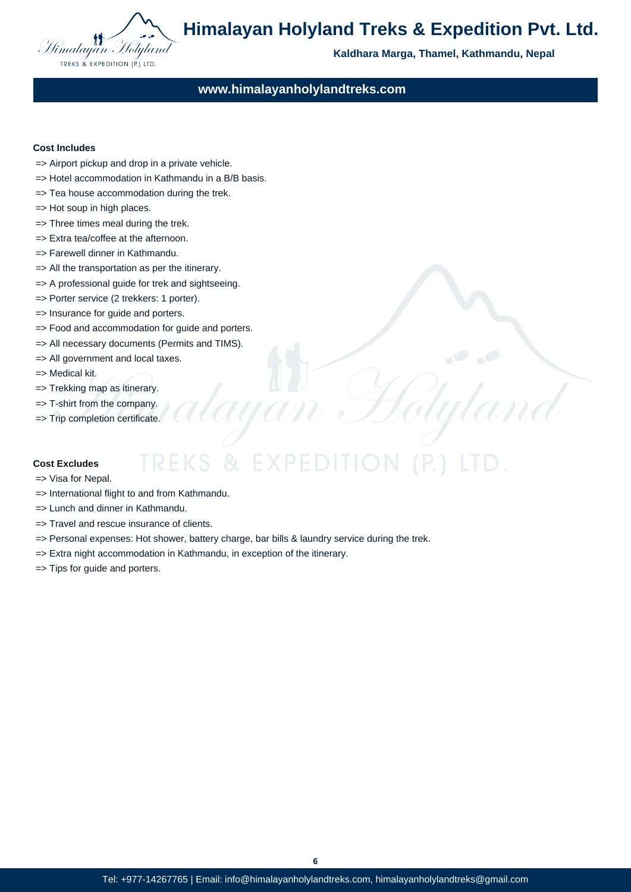**Cost Includes**

=> Airport pickup and drop in a private vehicle.
=> Hotel accommodation in Kathmandu in a B/B basis.
=> Tea house accommodation during the trek.
=> Hot soup in high places.
=> Three times meal during the trek.
=> Extra tea/coffee at the afternoon.
=> Farewell dinner in Kathmandu.
=> All the transportation as per the itinerary.
=> A professional guide for trek and sightseeing.
=> Porter service (2 trekkers: 1 porter).
=> Insurance for guide and porters.
=> Food and accommodation for guide and porters.
=> All necessary documents (Permits and TIMS).
=> All government and local taxes.
=> Medical kit.
=> Trekking map as itinerary.
=> T-shirt from the company.
=> Trip completion certificate.

**Cost Excludes**

=> Visa for Nepal.
=> International flight to and from Kathmandu.
=> Lunch and dinner in Kathmandu.
=> Travel and rescue insurance of clients.
=> Personal expenses: Hot shower, battery charge, bar bills & laundry service during the trek.
=> Extra night accommodation in Kathmandu, in exception of the itinerary.
=> Tips for guide and porters.